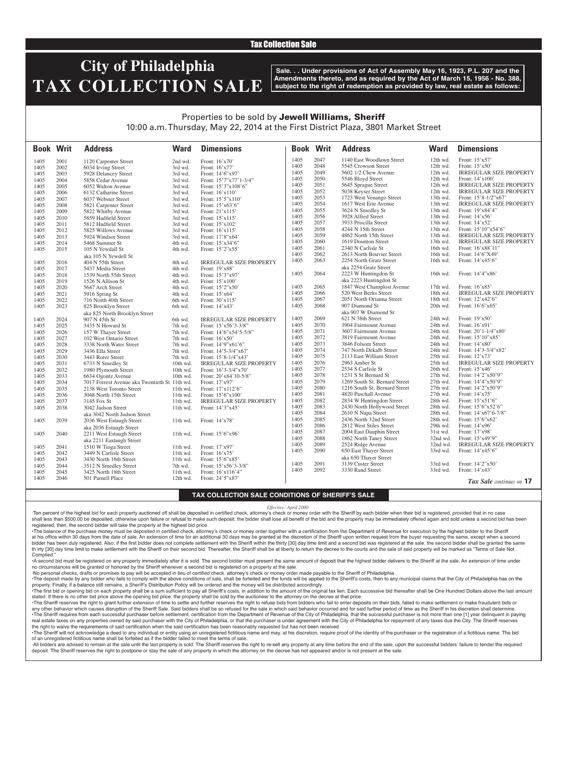Tax Collection Sale

# City of Philadelphia TAX COLLECTION SALE

**Sale. . . Under provisions of Act of Assembly May 16, 1923, P.L. 207 and the Amendments thereto, and as required by the Act of March 15, 1956 - No. 388, subject to the right of redemption as provided by law, real estate as follows:**

Properties to be sold by **Jewell Williams, Sheriff**
10:00 a.m. Thursday, May 22, 2014 at the First District Plaza, 3801 Market Street

| Book | Writ | Address | Ward | Dimensions |
|---|---|---|---|---|
| 1405 | 2001 | 1120 Carpenter Street | 2nd wd. | Front: 16'x70' |
| 1405 | 2002 | 6034 Irving Street | 3rd wd. | Front: 16'x77' |
| 1405 | 2003 | 5928 Delancey Street | 3rd wd. | Front: 14'6"x97' |
| 1405 | 2004 | 5858 Cedar Avenue | 3rd wd. | Front: 15'7"x77'1-3/4" |
| 1405 | 2005 | 6052 Walton Avenue | 3rd wd. | Front: 15'3"x108'6" |
| 1405 | 2006 | 6132 Catharine Street | 3rd wd. | Front: 16'x110' |
| 1405 | 2007 | 6037 Webster Street | 3rd wd. | Front: 15'5"x110' |
| 1405 | 2008 | 5821 Carpenter Street | 3rd wd. | Front: 15'x63'6" |
| 1405 | 2009 | 5822 Whitby Avenue | 3rd wd. | Front: 21'x115' |
| 1405 | 2010 | 5859 Hadfield Street | 3rd wd. | Front: 15'x115' |
| 1405 | 2011 | 5812 Hadfield Street | 3rd wd. | Front: 15'x102' |
| 1405 | 2012 | 5825 Willows Avenue | 3rd wd. | Front: 16'x115' |
| 1405 | 2013 | 5924 Windsor Street | 3rd wd. | Front: 17'8"x64' |
| 1405 | 2014 | 5468 Summer St | 4th wd. | Front: 15'x34'6" |
| 1405 | 2015 | 105 N Yewdall St aka 105 N Yewdell St | 4th wd. | Front: 15'2"x55' |
| 1405 | 2016 | 404 N 55th Street | 4th wd. | IRREGULAR SIZE PROPERTY |
| 1405 | 2017 | 5437 Media Street | 4th wd. | Front: 19'x88' |
| 1405 | 2018 | 1539 North 55th Street | 4th wd. | Front: 15'3"x97' |
| 1405 | 2019 | 1526 N Allison St | 4th wd. | Front: 15'x100' |
| 1405 | 2020 | 5647 Arch Street | 4th wd. | Front: 15'2"x50' |
| 1405 | 2021 | 5916 Spring St | 4th wd. | Front: 15'x64' |
| 1405 | 2022 | 716 North 40th Street | 6th wd. | Front: 30'x115' |
| 1405 | 2023 | 825 Brooklyn Street aka 825 North Brooklyn Street | 6th wd. | Front: 14'x43' |
| 1405 | 2024 | 907 N 45th St | 6th wd. | IRREGULAR SIZE PROPERTY |
| 1405 | 2025 | 3435 N Howard St | 7th wd. | Front: 15'x56'3-3/8" |
| 1405 | 2026 | 157 W Thayer Street | 7th wd. | Front: 14'6"x54'5-5/8" |
| 1405 | 2027 | 102 West Ontario Street | 7th wd. | Front: 16'x50' |
| 1405 | 2028 | 3338 North Water Street | 7th wd. | Front: 14'9"x61'6" |
| 1405 | 2029 | 3436 Ella Street | 7th wd. | Front: 14'5-3/4"x67' |
| 1405 | 2030 | 3443 Rorer Street | 7th wd. | Front: 15'8-1/4"x43' |
| 1405 | 2031 | 6733 N Smedley St | 10th wd. | IRREGULAR SIZE PROPERTY |
| 1405 | 2032 | 1980 Plymouth Street | 10th wd. | Front: 16'3-3/4"x70' |
| 1405 | 2033 | 6634 Ogontz Avenue | 10th wd. | Front: 20'x84'10-5/8" |
| 1405 | 2034 | 7017 Forrest Avenue aka Twentieth St | 11th wd. | Front: 17'x97' |
| 1405 | 2035 | 2138 West Toronto Street | 11th wd. | Front: 17'x112'6" |
| 1405 | 2036 | 3048 North 15th Street | 11th wd. | Front: 15'6"x100' |
| 1405 | 2037 | 3145 Fox St | 11th wd. | IRREGULAR SIZE PROPERTY |
| 1405 | 2038 | 3042 Judson Street aka 3042 North Judson Street | 11th wd. | Front: 14'3"x45' |
| 1405 | 2039 | 2036 West Estaugh Street aka 2036 Estaugh Street | 11th wd. | Front: 14'x78' |
| 1405 | 2040 | 2211 West Estaugh Street aka 2211 Eastaugh Street | 11th wd. | Front: 15'6"x96' |
| 1405 | 2041 | 1510 W Tioga Street | 11th wd. | Front: 17'x97' |
| 1405 | 2042 | 3449 N Carlisle Street | 11th wd. | Front: 16'x75' |
| 1405 | 2043 | 3430 North 16th Street | 11th wd. | Front: 15'6"x85' |
| 1405 | 2044 | 3512 N Smedley Street | 7th wd. | Front: 15'x56'3-3/8" |
| 1405 | 2045 | 3425 North 18th Street | 11th wd. | Front: 16'x116'4" |
| 1405 | 2046 | 501 Parnell Place | 12th wd. | Front: 24'5"x87' |
| 1405 | 2047 | 1140 East Woodlawn Street | 12th wd. | Front: 15'x57' |
| 1405 | 2048 | 5545 Crowson Street | 12th wd. | Front: 15'x50' |
| 1405 | 2049 | 5602 1/2 Chew Avenue | 12th wd. | IRREGULAR SIZE PROPERTY |
| 1405 | 2050 | 5546 Bloyd Street | 12th wd. | Front: 14'x100' |
| 1405 | 2051 | 5645 Sprague Street | 12th wd. | IRREGULAR SIZE PROPERTY |
| 1405 | 2052 | 5038 Keyser Street | 12th wd. | IRREGULAR SIZE PROPERTY |
| 1405 | 2053 | 1723 West Venango Street | 13th wd. | Front: 15'8-1/2"x67' |
| 1405 | 2054 | 1617 West Erie Avenue | 13th wd. | IRREGULAR SIZE PROPERTY |
| 1405 | 2055 | 3624 N Smedley St | 13th wd. | Front: 19'x84'4" |
| 1405 | 2056 | 3928 Alfred Street | 13th wd. | Front: 14'x56' |
| 1405 | 2057 | 3933 Priscilla Street | 13th wd. | Front: 14'x52' |
| 1405 | 2058 | 4244 N 15th Street | 13th wd. | Front: 15'10"x54'6" |
| 1405 | 2059 | 4862 North 15th Street | 13th wd. | IRREGULAR SIZE PROPERTY |
| 1405 | 2060 | 1619 Dounton Street | 13th wd. | IRREGULAR SIZE PROPERTY |
| 1405 | 2061 | 2340 N Carlisle St | 16th wd. | Front: 16'x88'11" |
| 1405 | 2062 | 2613 North Bouvier Street | 16th wd. | Front: 14'6"X49' |
| 1405 | 2063 | 2254 North Gratz Street aka 2254 Gratz Street | 16th wd. | Front: 14'x45'6" |
| 1405 | 2064 | 2223 W Huntingdon St aka 2223 Huntingdon St | 16th wd. | Front: 14'4"x86' |
| 1405 | 2065 | 1847 West Champlost Avenue | 17th wd. | Front: 16'x85' |
| 1405 | 2066 | 520 West Berks Street | 18th wd. | IRREGULAR SIZE PROPERTY |
| 1405 | 2067 | 2051 North Orianna Street | 18th wd. | Front: 12'x42'6" |
| 1405 | 2068 | 907 Diamond St aka 907 W Diamond St | 20th wd. | Front: 16'6"x65' |
| 1405 | 2069 | 621 N 38th Street | 24th wd. | Front: 19'x50' |
| 1405 | 2070 | 3904 Fairmount Avenue | 24th wd. | Front: 16'x91' |
| 1405 | 2071 | 3607 Fairmount Avenue | 24th wd. | Front: 20'1-1/4"x80' |
| 1405 | 2072 | 3819 Fairmount Avenue | 24th wd. | Front: 15'10"x85' |
| 1405 | 2073 | 3846 Folsom Street | 24th wd. | Front: 14'x80' |
| 1405 | 2074 | 747 North Dekalb Street | 24th wd. | Front: 14'3-3/4"x82' |
| 1405 | 2075 | 2113 East William Street | 25th wd. | Front: 12'x73' |
| 1405 | 2076 | 2963 Amber St | 25th wd. | IRREGULAR SIZE PROPERTY |
| 1405 | 2077 | 2534 S Carlisle St | 26th wd. | Front: 15'x46' |
| 1405 | 2078 | 1231 S St Bernard St | 27th wd. | Front: 14'2"x50'9" |
| 1405 | 2079 | 1269 South St. Bernard Street | 27th wd. | Front: 14'4"x50'9" |
| 1405 | 2080 | 1216 South St. Bernard Street | 27th wd. | Front: 14'2"x50'9" |
| 1405 | 2081 | 4820 Paschall Avenue | 27th wd. | Front: 14'x75' |
| 1405 | 2082 | 2834 W Huntingdon Street | 28th wd. | Front: 15'x51'6" |
| 1405 | 2083 | 2430 North Hollywood Street | 28th wd. | Front: 15'6"x52'6" |
| 1405 | 2084 | 2610 N Napa Street | 28th wd. | Front: 14'x67'6-7/8" |
| 1405 | 2085 | 2436 North 32nd Street | 28th wd. | Front: 15'6"x62' |
| 1405 | 2086 | 2812 West Stiles Street | 29th wd. | Front: 14'x96' |
| 1405 | 2087 | 2004 East Dauphin Street | 31st wd. | Front: 17'x98' |
| 1405 | 2088 | 1862 North Taney Street | 32nd wd. | Front: 15'x49'9" |
| 1405 | 2089 | 2524 Ridge Avenue | 32nd wd. | IRREGULAR SIZE PROPERTY |
| 1405 | 2090 | 650 East Thayer Street aka 650 Thayer Street | 33rd wd. | Front: 14'x45'6" |
| 1405 | 2091 | 3139 Custer Street | 33rd wd. | Front: 14'2"x50' |
| 1405 | 2092 | 3330 Rand Street | 33rd wd. | Front: 14'x43' |

*Tax Sale continues on* **17**

## TAX COLLECTION SALE CONDITIONS OF SHERIFF'S SALE

*Effective: April 2000*

·Ten percent of the highest bid for each property auctioned off shall be deposited in certified check, attorney's check or money order with the Sheriff by each bidder when their bid is registered, provided that in no case shall less than $500.00 be deposited, otherwise upon failure or refusal to make such deposit, the bidder shall lose all benefit of the bid and the property may be immediately offered again and sold unless a second bid has been registered, then, the second bidder will take the property at the highest bid price.

•The balance of the purchase money must be deposited in certified check, attorney's check or money order together with a certification from the Department of Revenue for execution by the highest bidder to the Sheriff at his office within 30 days from the date of sale. An extension of time for an additional 30 days may be granted at the discretion of the Sheriff upon written request from the buyer requesting the same, except when a second bidder has been duly registered. Also, if the first bidder does not complete settlement with the Sheriff within the thirty [30] day time limit and a second bid was registered at the sale, the second bidder shall be granted the same th irty [30] day time limit to make settlement with the Sheriff on their second bid. Thereafter, the Sheriff shall be at liberty to return the decree to the courts and the sale of said property will be marked as "Terms of Sale Not Complied."

•A second bid must be registered on any property immediately after it is sold. The second bidder must present the same amount of deposit that the highest bidder delivers to the Sheriff at the sale. An extension of time under no circumstances will be granted or honored by the Sheriff whenever a second bid is registered on a property at the sale.

·No personal checks, drafts or promises to pay will be accepted in lieu of certified check, attorney's check or money order made payable to the Sheriff of Philadelphia .

•The deposit made by any bidder who fails to comply with the above conditions of sale, shall be forteited and the funds will be applied to the Sheriff's costs, then to any municipal claims that the City of Philadelphia has on the property. Finally, if a balance still remains, a Sheriff's Distribution Policy will be ordered and the money will be distributed accordingly.

•The first bid or opening bid on each property shall be a sum sufficient to pay all Sheriff's costs, in addition to the amount of the original tax lien. Each successive bid thereafter shall be One Hundred Dollars above the last amount stated. If there is no other bid price above the opening bid price, the property shall be sold by the auctioneer to the attorney on the decree at that price.

•The Sheriff reserves the right to grant further extension of time to settle and further reserves the right to refuse bids from bidders who failed to enter deposits on their bids, failed to make settlement or make fraudulent bids or any other behavior which causes disruption of the Sheriff Sale. Said bidders shall be so refused for the sale in which said behavior occurred and for said further period of time as the Sheriff in his discretion shall determine.

•The Sheriff requires from each successful purchaser before settlement, certification from the Department of Revenue of the City of Philadelphia, that the successful purchaser is not more than one [1] year delinquent in paying real estate taxes on any properties owned by said purchaser with the City of Philadelphia, or that the purchaser is under agreement with the City of Philadelphia for repayment of any taxes due the City. The Sheriff reserves the right to waive the requirements of said certification when the said certification has been reasonably requested but has not been received.

•The Sheriff will not acknowledge a deed to any individual or entity using an unregistered fictitious name and may, at his discretion, require proof of the identity of the purchaser or the registration of a fictitious name. The bid of an unregistered fictitious name shall be forfeited as if the bidder failed to meet the terms of sale.

·All bidders are advised to remain at the sale until the last property is sold. The Sheriff reserves the right to re-sell any property at any time before the end of the sale, upon the successful bidders' failure to tender the required deposit. The Sheriff reserves the right to postpone or stay the sale of any property in which the attorney on the decree has not appeared and/or is not present at the sale.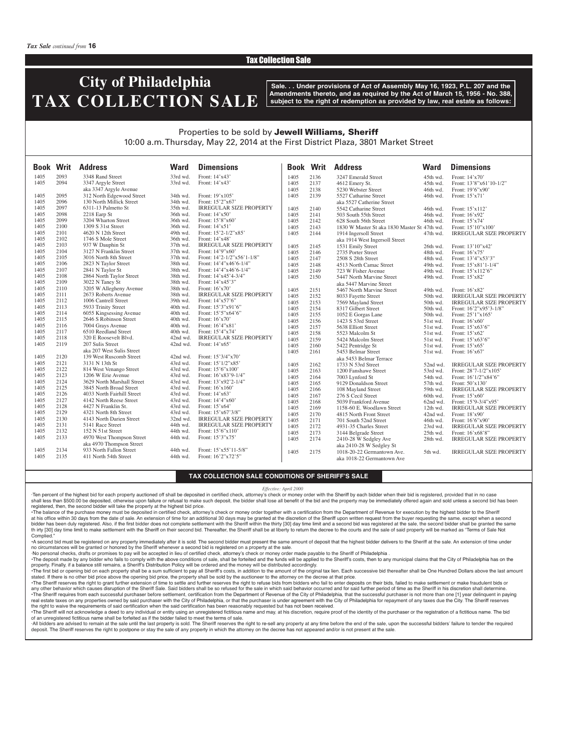*Tax Sale continued from* **16**

Tax Collection Sale

# City of Philadelphia TAX COLLECTION SALE

**Sale. . . Under provisions of Act of Assembly May 16, 1923, P.L. 207 and the Amendments thereto, and as required by the Act of March 15, 1956 - No. 388, subject to the right of redemption as provided by law, real estate as follows:**

Properties to be sold by **Jewell Williams, Sheriff**
10:00 a.m. Thursday, May 22, 2014 at the First District Plaza, 3801 Market Street

| Book | Writ | Address | Ward | Dimensions |
|---|---|---|---|---|
| 1405 | 2093 | 3348 Rand Street | 33rd wd. | Front: 14'x43' |
| 1405 | 2094 | 3347 Argyle Street aka 3347 Argyle Avenue | 33rd wd. | Front: 14'x43' |
| 1405 | 2095 | 312 North Edgewood Street | 34th wd. | Front: 19'x105' |
| 1405 | 2096 | 130 North Millick Street | 34th wd. | Front: 15'2"x67' |
| 1405 | 2097 | 6311-13 Palmetto St | 35th wd. | IRREGULAR SIZE PROPERTY |
| 1405 | 2098 | 2218 Earp St | 36th wd. | Front: 14'x50' |
| 1405 | 2099 | 3204 Wharton Street | 36th wd. | Front: 15'8"x60' |
| 1405 | 2100 | 1309 S 31st Street | 36th wd. | Front: 14'x51' |
| 1405 | 2101 | 4620 N 12th Street | 49th wd. | Front: 15'2-1/2"x85' |
| 1405 | 2102 | 1746 S Mole Street | 36th wd. | Front: 14'x48' |
| 1405 | 2103 | 937 W Dauphin St | 37th wd. | IRREGULAR SIZE PROPERTY |
| 1405 | 2104 | 3127 N Franklin Street | 37th wd. | Front: 14'9"x60' |
| 1405 | 2105 | 3016 North 8th Street | 37th wd. | Front: 14'2-1/2"x56'1-1/8" |
| 1405 | 2106 | 2823 N Taylor Street | 38th wd. | Front: 14'4"x46'6-1/4" |
| 1405 | 2107 | 2841 N Taylor St | 38th wd. | Front: 14'4"x46'6-1/4" |
| 1405 | 2108 | 2864 North Taylor Street | 38th wd. | Front: 14'x45'4-3/4" |
| 1405 | 2109 | 3022 N Taney St | 38th wd. | Front: 14'x45'3" |
| 1405 | 2110 | 3205 W Allegheny Avenue | 38th wd. | Front: 16'x70' |
| 1405 | 2111 | 2673 Roberts Avenue | 38th wd. | IRREGULAR SIZE PROPERTY |
| 1405 | 2112 | 1006 Cantrell Street | 39th wd. | Front: 14'x57'6" |
| 1405 | 2113 | 5933 Trinity Street | 40th wd. | Front: 15'3"x91'6" |
| 1405 | 2114 | 6055 Kingsessing Avenue | 40th wd. | Front: 15'5"x64'6" |
| 1405 | 2115 | 2646 S Robinson Street | 40th wd. | Front: 16'x70' |
| 1405 | 2116 | 7004 Grays Avenue | 40th wd. | Front: 16'4"x81' |
| 1405 | 2117 | 6510 Reedland Street | 40th wd. | Front: 15'4"x74' |
| 1405 | 2118 | 320 E Roosevelt Blvd. | 42nd wd. | IRREGULAR SIZE PROPERTY |
| 1405 | 2119 | 207 Sulis Street aka 207 West Sulis Street | 42nd wd. | Front: 14'x65' |
| 1405 | 2120 | 139 West Ruscomb Street | 42nd wd. | Front: 15'3/4"x70' |
| 1405 | 2121 | 3131 N 13th St | 43rd wd. | Front: 15'1/2"x85' |
| 1405 | 2122 | 814 West Venango Street | 43rd wd. | Front: 15'6"x100' |
| 1405 | 2123 | 1206 W Erie Avenue | 43rd wd. | Front: 16'x83'9-1/4" |
| 1405 | 2124 | 3629 North Marshall Street | 43rd wd. | Front: 13'x92'2-1/4" |
| 1405 | 2125 | 3845 North Broad Street | 43rd wd. | Front: 16'x160' |
| 1405 | 2126 | 4033 North Fairhill Street | 43rd wd. | Front: 14'x63' |
| 1405 | 2127 | 4142 North Reese Street | 43rd wd. | Front: 14'4"x60' |
| 1405 | 2128 | 4427 N Franklin St. | 43rd wd. | Front: 15'x64' |
| 1405 | 2129 | 4321 North 8th Street | 43rd wd. | Front: 15'x67'3/8" |
| 1405 | 2130 | 4143 North Darien Street | 32nd wd. | IRREGULAR SIZE PROPERTY |
| 1405 | 2131 | 5141 Race Street | 44th wd. | IRREGULAR SIZE PROPERTY |
| 1405 | 2132 | 152 N 51st Street | 44th wd. | Front: 15'6"x110' |
| 1405 | 2133 | 4970 West Thompson Street aka 4970 Thompson Street | 44th wd. | Front: 15'3"x75' |
| 1405 | 2134 | 933 North Fallon Street | 44th wd. | Front: 15'x55'11-5/8" |
| 1405 | 2135 | 411 North 54th Street | 44th wd. | Front: 16'2"x72'5" |
| 1405 | 2136 | 3247 Emerald Street | 45th wd. | Front: 14'x70' |
| 1405 | 2137 | 4612 Emery St. | 45th wd. | Front: 13'8"x61'10-1/2" |
| 1405 | 2138 | 5230 Webster Street | 46th wd. | Front: 19'6"x90' |
| 1405 | 2139 | 5527 Catharine Street aka 5527 Catherine Street | 46th wd. | Front: 15'x71' |
| 1405 | 2140 | 5542 Catharine Street | 46th wd. | Front: 15'x112' |
| 1405 | 2141 | 503 South 55th Street | 46th wd. | Front: 16'x92' |
| 1405 | 2142 | 628 South 56th Street | 46th wd. | Front: 15'x74' |
| 1405 | 2143 | 1830 W Master St aka 1830 Master St | 47th wd. | Front: 15'10"x100' |
| 1405 | 2144 | 1914 Ingersoll Street aka 1914 West Ingersoll Street | 47th wd. | IRREGULAR SIZE PROPERTY |
| 1405 | 2145 | 1531 Emily Street | 26th wd. | Front: 13'10"x42' |
| 1405 | 2146 | 2735 Porter Street | 48th wd. | Front: 16'x75' |
| 1405 | 2147 | 2508 S 28th Street | 48th wd. | Front: 13'4"x53'3" |
| 1405 | 2148 | 4513 North Camac Street | 49th wd. | Front: 15'x81'1-1/4" |
| 1405 | 2149 | 723 W Fisher Avenue | 49th wd. | Front: 15'x112'6" |
| 1405 | 2150 | 5447 North Marvine Street aka 5447 Marvine Street | 49th wd. | Front: 15'x82' |
| 1405 | 2151 | 5467 North Marvine Street | 49th wd. | Front: 16'x82' |
| 1405 | 2152 | 8033 Fayette Street | 50th wd. | IRREGULAR SIZE PROPERTY |
| 1405 | 2153 | 7569 Mayland Street | 50th wd. | IRREGULAR SIZE PROPERTY |
| 1405 | 2154 | 8317 Gilbert Street | 50th wd. | Front: 16'2"x95'3-1/8" |
| 1405 | 2155 | 1052 E Gorgas Lane | 50th wd. | Front: 25'1"x165' |
| 1405 | 2156 | 1423 S 53rd Street | 51st wd. | Front: 16'x60' |
| 1405 | 2157 | 5638 Elliott Street | 51st wd. | Front: 15'x63'6" |
| 1405 | 2158 | 5523 Malcolm St | 51st wd. | Front: 15'x62' |
| 1405 | 2159 | 5424 Malcolm Street | 51st wd. | Front: 15'x63'6" |
| 1405 | 2160 | 5422 Pentridge St | 51st wd. | Front: 15'x65' |
| 1405 | 2161 | 5453 Belmar Street aka 5453 Belmar Terrace | 51st wd. | Front: 16'x67' |
| 1405 | 2162 | 1733 N 53rd Street | 52nd wd. | IRREGULAR SIZE PROPERTY |
| 1405 | 2163 | 1200 Fanshawe Street | 53rd wd. | Front: 28'7-1/2"x105' |
| 1405 | 2164 | 7003 Lynford St | 54th wd. | Front: 16'1/2"x84'6" |
| 1405 | 2165 | 9129 Donaldson Street | 57th wd. | Front: 50'x130' |
| 1405 | 2166 | 108 Mayland Street | 59th wd. | IRREGULAR SIZE PROPERTY |
| 1405 | 2167 | 276 S Cecil Street | 60th wd. | Front: 15'x60' |
| 1405 | 2168 | 5039 Frankford Avenue | 62nd wd. | Front: 15'9-3/4"x95' |
| 1405 | 2169 | 1158-60 E. Woodlawn Street | 12th wd. | IRREGULAR SIZE PROPERTY |
| 1405 | 2170 | 4815 North Front Street | 42nd wd. | Front: 18'x90' |
| 1405 | 2171 | 701 South 52nd Street | 46th wd. | Front: 16'6"x90' |
| 1405 | 2172 | 4931-35 Charles Street | 23rd wd. | IRREGULAR SIZE PROPERTY |
| 1405 | 2173 | 3144 Belgrade Street | 25th wd. | Front: 16'x68'8" |
| 1405 | 2174 | 2410-28 W Sedgley Ave aka 2410-28 W Sedgley St | 28th wd. | IRREGULAR SIZE PROPERTY |
| 1405 | 2175 | 1018-20-22 Germantown Ave. aka 1018-22 Germantown Ave | 5th wd. | IRREGULAR SIZE PROPERTY |

## TAX COLLECTION SALE CONDITIONS OF SHERIFF'S SALE

*Effective: April 2000*

·Ten percent of the highest bid for each property auctioned off shall be deposited in certified check, attorney's check or money order with the Sheriff by each bidder when their bid is registered, provided that in no case shall less than $500.00 be deposited, otherwise upon failure or refusal to make such deposit, the bidder shall lose all benefit of the bid and the property may be immediately offered again and sold unless a second bid has been registered, then, the second bidder will take the property at the highest bid price.

•The balance of the purchase money must be deposited in certified check, attorney's check or money order together with a certification from the Department of Revenue for execution by the highest bidder to the Sheriff at his office within 30 days from the date of sale. An extension of time for an additional 30 days may be granted at the discretion of the Sheriff upon written request from the buyer requesting the same, except when a second bidder has been duly registered. Also, if the first bidder does not complete settlement with the Sheriff within the thirty [30] day time limit and a second bid was registered at the sale, the second bidder shall be granted the same th irty [30] day time limit to make settlement with the Sheriff on their second bid. Thereafter, the Sheriff shall be at liberty to return the decree to the courts and the sale of said property will be marked as "Terms of Sale Not Complied."

•A second bid must be registered on any property immediately after it is sold. The second bidder must present the same amount of deposit that the highest bidder delivers to the Sheriff at the sale. An extension of time under no circumstances will be granted or honored by the Sheriff whenever a second bid is registered on a property at the sale.

·No personal checks, drafts or promises to pay will be accepted in lieu of certified check, attorney's check or money order made payable to the Sheriff of Philadelphia .

•The deposit made by any bidder who fails to comply with the above conditions of sale, shall be forteited and the funds will be applied to the Sheriff's costs, then to any municipal claims that the City of Philadelphia has on the property. Finally, if a balance still remains, a Sheriff's Distribution Policy will be ordered and the money will be distributed accordingly.

•The first bid or opening bid on each property shall be a sum sufficient to pay all Sheriff's costs, in addition to the amount of the original tax lien. Each successive bid thereafter shall be One Hundred Dollars above the last amount stated. If there is no other bid price above the opening bid price, the property shall be sold by the auctioneer to the attorney on the decree at that price.

•The Sheriff reserves the right to grant further extension of time to settle and further reserves the right to refuse bids from bidders who fail to enter deposits on their bids, failed to make settlement or make fraudulent bids or any other behavior which causes disruption of the Sheriff Sale. Said bidders shall be so refused for the sale in which said behavior occurred and for said further period of time as the Sheriff in his discretion shall determine.

•The Sheriff requires from each successful purchaser before settlement, certification from the Department of Revenue of the City of Philadelphia, that the successful purchaser is not more than one [1] year delinquent in paying real estate taxes on any properties owned by said purchaser with the City of Philadelphia, or that the purchaser is under agreement with the City of Philadelphia for repayment of any taxes due the City. The Sheriff reserves the right to waive the requirements of said certification when the said certification has been reasonably requested but has not been received.

•The Sheriff will not acknowledge a deed to any individual or entity using an unregistered fictitious name and may, at his discretion, require proof of the identity of the purchaser or the registration of a fictitious name. The bid of an unregistered fictitious name shall be forfeited as if the bidder failed to meet the terms of sale.

·All bidders are advised to remain at the sale until the last property is sold. The Sheriff reserves the right to re-sell any property at any time before the end of the sale, upon the successful bidders' failure to tender the required deposit. The Sheriff reserves the right to postpone or stay the sale of any property in which the attorney on the decree has not appeared and/or is not present at the sale.